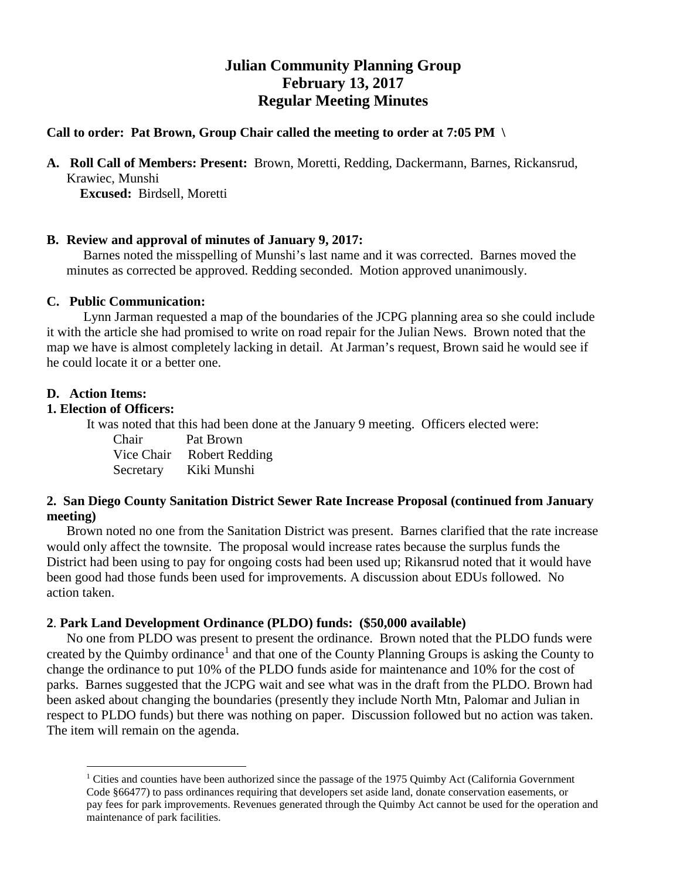# Julian Community Planning Group
## February 13, 2017
## Regular Meeting Minutes

**Call to order: Pat Brown, Group Chair called the meeting to order at 7:05 PM \**

**A. Roll Call of Members: Present:** Brown, Moretti, Redding, Dackermann, Barnes, Rickansrud, Krawiec, Munshi
**Excused:** Birdsell, Moretti

**B. Review and approval of minutes of January 9, 2017:**

Barnes noted the misspelling of Munshi's last name and it was corrected. Barnes moved the minutes as corrected be approved. Redding seconded. Motion approved unanimously.

**C. Public Communication:**

Lynn Jarman requested a map of the boundaries of the JCPG planning area so she could include it with the article she had promised to write on road repair for the Julian News. Brown noted that the map we have is almost completely lacking in detail. At Jarman's request, Brown said he would see if he could locate it or a better one.

**D. Action Items:**

**1. Election of Officers:**

It was noted that this had been done at the January 9 meeting. Officers elected were:

Chair Pat Brown
Vice Chair Robert Redding
Secretary Kiki Munshi

**2. San Diego County Sanitation District Sewer Rate Increase Proposal (continued from January meeting)**

Brown noted no one from the Sanitation District was present. Barnes clarified that the rate increase would only affect the townsite. The proposal would increase rates because the surplus funds the District had been using to pay for ongoing costs had been used up; Rikansrud noted that it would have been good had those funds been used for improvements. A discussion about EDUs followed. No action taken.

**2. Park Land Development Ordinance (PLDO) funds: ($50,000 available)**

No one from PLDO was present to present the ordinance. Brown noted that the PLDO funds were created by the Quimby ordinance[1] and that one of the County Planning Groups is asking the County to change the ordinance to put 10% of the PLDO funds aside for maintenance and 10% for the cost of parks. Barnes suggested that the JCPG wait and see what was in the draft from the PLDO. Brown had been asked about changing the boundaries (presently they include North Mtn, Palomar and Julian in respect to PLDO funds) but there was nothing on paper. Discussion followed but no action was taken. The item will remain on the agenda.

---

[1] Cities and counties have been authorized since the passage of the 1975 Quimby Act (California Government Code §66477) to pass ordinances requiring that developers set aside land, donate conservation easements, or pay fees for park improvements. Revenues generated through the Quimby Act cannot be used for the operation and maintenance of park facilities.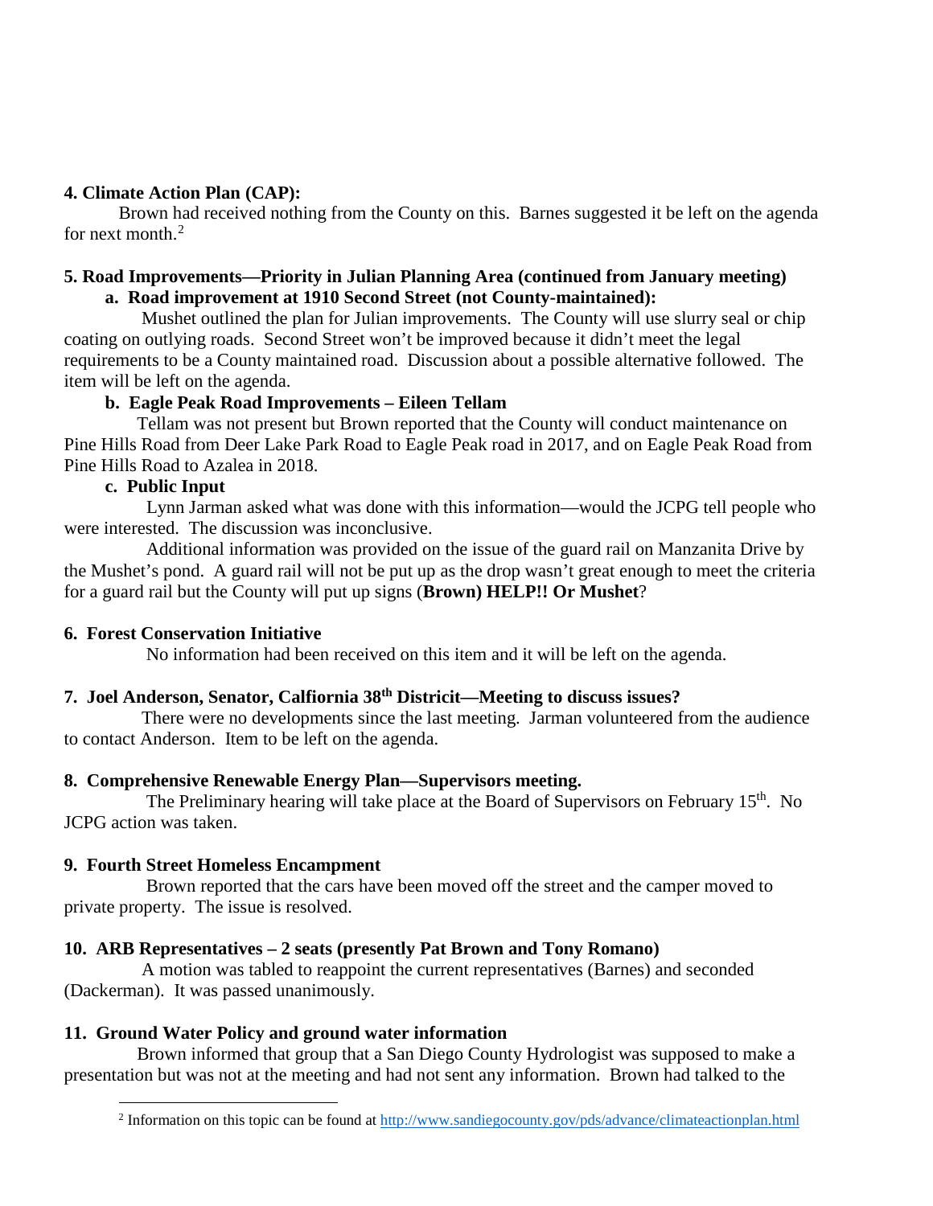**4. Climate Action Plan (CAP):**

Brown had received nothing from the County on this. Barnes suggested it be left on the agenda for next month.[2]

**5. Road Improvements—Priority in Julian Planning Area (continued from January meeting)**

**a. Road improvement at 1910 Second Street (not County-maintained):**

Mushet outlined the plan for Julian improvements. The County will use slurry seal or chip coating on outlying roads. Second Street won't be improved because it didn't meet the legal requirements to be a County maintained road. Discussion about a possible alternative followed. The item will be left on the agenda.

**b. Eagle Peak Road Improvements – Eileen Tellam**

Tellam was not present but Brown reported that the County will conduct maintenance on Pine Hills Road from Deer Lake Park Road to Eagle Peak road in 2017, and on Eagle Peak Road from Pine Hills Road to Azalea in 2018.

**c. Public Input**

Lynn Jarman asked what was done with this information—would the JCPG tell people who were interested. The discussion was inconclusive.

Additional information was provided on the issue of the guard rail on Manzanita Drive by the Mushet's pond. A guard rail will not be put up as the drop wasn't great enough to meet the criteria for a guard rail but the County will put up signs (**Brown) HELP!! Or Mushet**?

**6. Forest Conservation Initiative**

No information had been received on this item and it will be left on the agenda.

**7. Joel Anderson, Senator, Calfiornia 38th Districit—Meeting to discuss issues?**

There were no developments since the last meeting. Jarman volunteered from the audience to contact Anderson. Item to be left on the agenda.

**8. Comprehensive Renewable Energy Plan—Supervisors meeting.**

The Preliminary hearing will take place at the Board of Supervisors on February 15th. No JCPG action was taken.

**9. Fourth Street Homeless Encampment**

Brown reported that the cars have been moved off the street and the camper moved to private property. The issue is resolved.

**10. ARB Representatives – 2 seats (presently Pat Brown and Tony Romano)**

A motion was tabled to reappoint the current representatives (Barnes) and seconded (Dackerman). It was passed unanimously.

**11. Ground Water Policy and ground water information**

Brown informed that group that a San Diego County Hydrologist was supposed to make a presentation but was not at the meeting and had not sent any information. Brown had talked to the

---

[2] Information on this topic can be found at http://www.sandiegocounty.gov/pds/advance/climateactionplan.html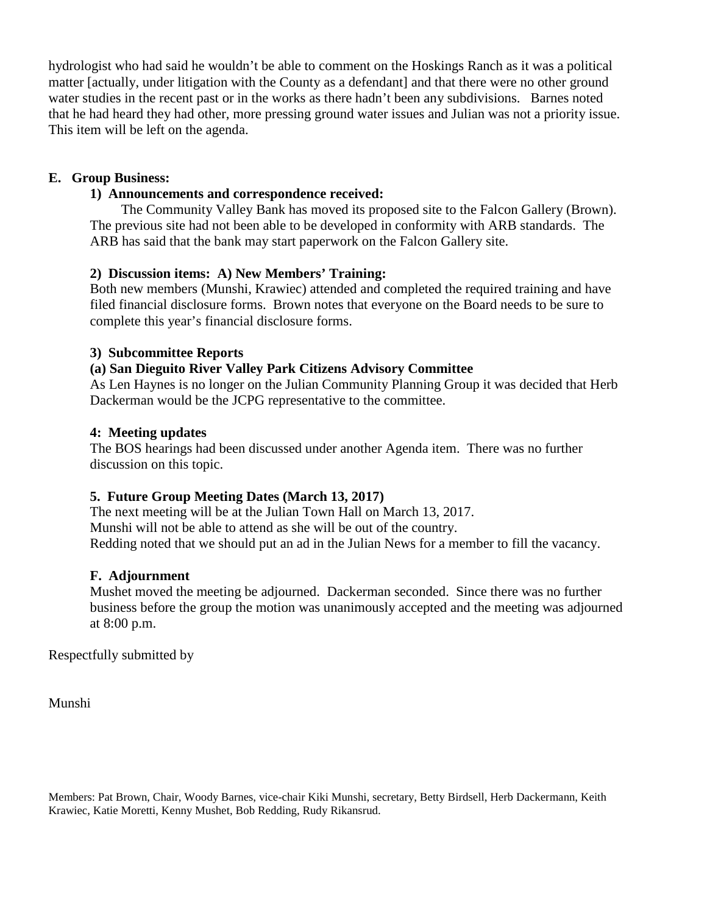hydrologist who had said he wouldn't be able to comment on the Hoskings Ranch as it was a political matter [actually, under litigation with the County as a defendant] and that there were no other ground water studies in the recent past or in the works as there hadn't been any subdivisions. Barnes noted that he had heard they had other, more pressing ground water issues and Julian was not a priority issue. This item will be left on the agenda.

## E. Group Business:

### 1) Announcements and correspondence received:

The Community Valley Bank has moved its proposed site to the Falcon Gallery (Brown). The previous site had not been able to be developed in conformity with ARB standards. The ARB has said that the bank may start paperwork on the Falcon Gallery site.

### 2) Discussion items: A) New Members' Training:

Both new members (Munshi, Krawiec) attended and completed the required training and have filed financial disclosure forms. Brown notes that everyone on the Board needs to be sure to complete this year's financial disclosure forms.

### 3) Subcommittee Reports

**(a) San Dieguito River Valley Park Citizens Advisory Committee**

As Len Haynes is no longer on the Julian Community Planning Group it was decided that Herb Dackerman would be the JCPG representative to the committee.

### 4: Meeting updates

The BOS hearings had been discussed under another Agenda item. There was no further discussion on this topic.

### 5. Future Group Meeting Dates (March 13, 2017)

The next meeting will be at the Julian Town Hall on March 13, 2017.
Munshi will not be able to attend as she will be out of the country.
Redding noted that we should put an ad in the Julian News for a member to fill the vacancy.

## F. Adjournment

Mushet moved the meeting be adjourned. Dackerman seconded. Since there was no further business before the group the motion was unanimously accepted and the meeting was adjourned at 8:00 p.m.

Respectfully submitted by

Munshi

Members: Pat Brown, Chair, Woody Barnes, vice-chair Kiki Munshi, secretary, Betty Birdsell, Herb Dackermann, Keith Krawiec, Katie Moretti, Kenny Mushet, Bob Redding, Rudy Rikansrud.